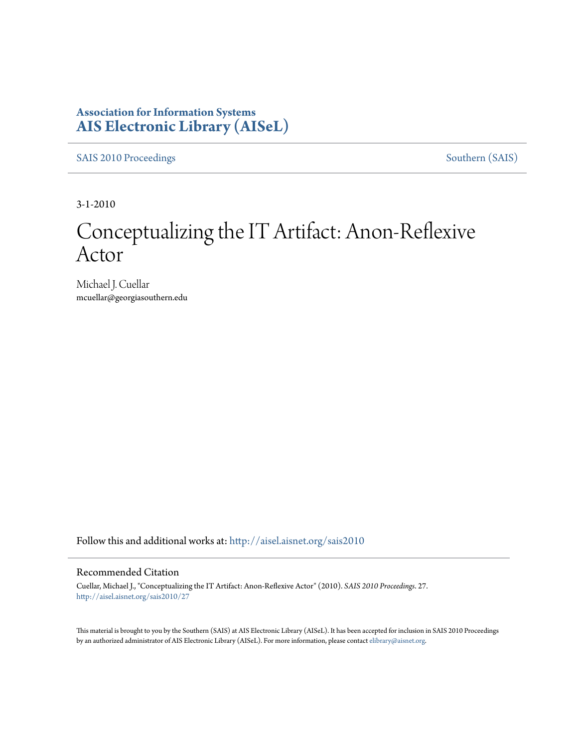**Association for Information Systems**
**AIS Electronic Library (AISeL)**

SAIS 2010 Proceedings | Southern (SAIS)

3-1-2010

# Conceptualizing the IT Artifact: Anon-Reflexive Actor

Michael J. Cuellar
mcuellar@georgiasouthern.edu

Follow this and additional works at: http://aisel.aisnet.org/sais2010

## Recommended Citation

Cuellar, Michael J., "Conceptualizing the IT Artifact: Anon-Reflexive Actor" (2010). *SAIS 2010 Proceedings*. 27.
http://aisel.aisnet.org/sais2010/27

This material is brought to you by the Southern (SAIS) at AIS Electronic Library (AISeL). It has been accepted for inclusion in SAIS 2010 Proceedings by an authorized administrator of AIS Electronic Library (AISeL). For more information, please contact elibrary@aisnet.org.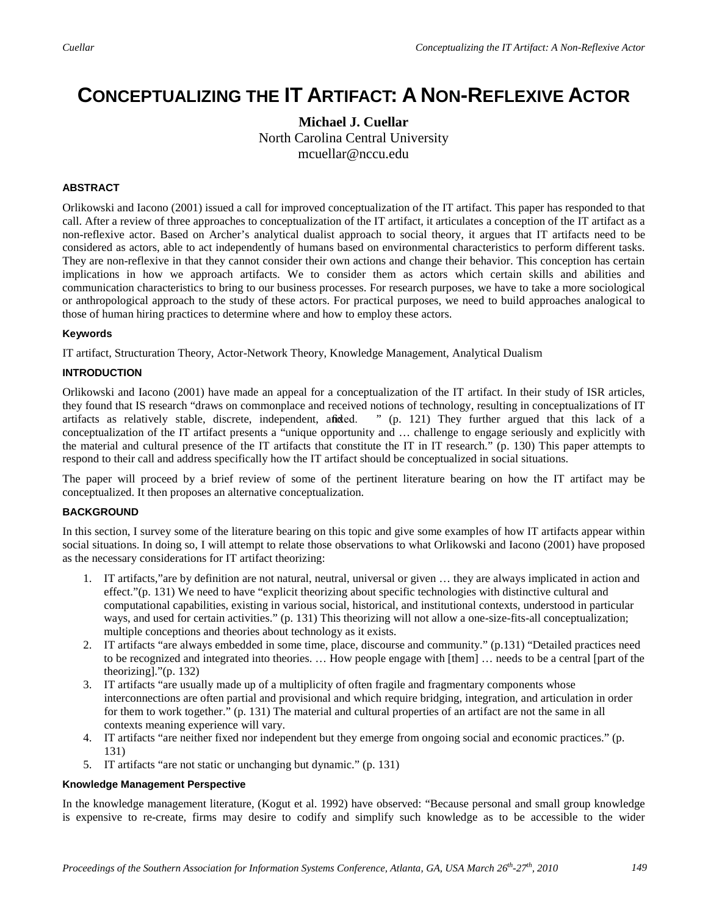# CONCEPTUALIZING THE IT ARTIFACT: A NON-REFLEXIVE ACTOR

**Michael J. Cuellar**
North Carolina Central University
mcuellar@nccu.edu

### ABSTRACT

Orlikowski and Iacono (2001) issued a call for improved conceptualization of the IT artifact. This paper has responded to that call. After a review of three approaches to conceptualization of the IT artifact, it articulates a conception of the IT artifact as a non-reflexive actor. Based on Archer's analytical dualist approach to social theory, it argues that IT artifacts need to be considered as actors, able to act independently of humans based on environmental characteristics to perform different tasks. They are non-reflexive in that they cannot consider their own actions and change their behavior. This conception has certain implications in how we approach artifacts. We to consider them as actors which certain skills and abilities and communication characteristics to bring to our business processes. For research purposes, we have to take a more sociological or anthropological approach to the study of these actors. For practical purposes, we need to build approaches analogical to those of human hiring practices to determine where and how to employ these actors.

#### Keywords

IT artifact, Structuration Theory, Actor-Network Theory, Knowledge Management, Analytical Dualism

### INTRODUCTION

Orlikowski and Iacono (2001) have made an appeal for a conceptualization of the IT artifact. In their study of ISR articles, they found that IS research "draws on commonplace and received notions of technology, resulting in conceptualizations of IT artifacts as relatively stable, discrete, independent, and fixed." (p. 121) They further argued that this lack of a conceptualization of the IT artifact presents a "unique opportunity and … challenge to engage seriously and explicitly with the material and cultural presence of the IT artifacts that constitute the IT in IT research." (p. 130) This paper attempts to respond to their call and address specifically how the IT artifact should be conceptualized in social situations.

The paper will proceed by a brief review of some of the pertinent literature bearing on how the IT artifact may be conceptualized. It then proposes an alternative conceptualization.

### BACKGROUND

In this section, I survey some of the literature bearing on this topic and give some examples of how IT artifacts appear within social situations. In doing so, I will attempt to relate those observations to what Orlikowski and Iacono (2001) have proposed as the necessary considerations for IT artifact theorizing:

1. IT artifacts,"are by definition are not natural, neutral, universal or given … they are always implicated in action and effect."(p. 131) We need to have "explicit theorizing about specific technologies with distinctive cultural and computational capabilities, existing in various social, historical, and institutional contexts, understood in particular ways, and used for certain activities." (p. 131) This theorizing will not allow a one-size-fits-all conceptualization; multiple conceptions and theories about technology as it exists.
2. IT artifacts "are always embedded in some time, place, discourse and community." (p.131) "Detailed practices need to be recognized and integrated into theories. … How people engage with [them] … needs to be a central [part of the theorizing]."(p. 132)
3. IT artifacts "are usually made up of a multiplicity of often fragile and fragmentary components whose interconnections are often partial and provisional and which require bridging, integration, and articulation in order for them to work together." (p. 131) The material and cultural properties of an artifact are not the same in all contexts meaning experience will vary.
4. IT artifacts "are neither fixed nor independent but they emerge from ongoing social and economic practices." (p. 131)
5. IT artifacts "are not static or unchanging but dynamic." (p. 131)

#### Knowledge Management Perspective

In the knowledge management literature, (Kogut et al. 1992) have observed: "Because personal and small group knowledge is expensive to re-create, firms may desire to codify and simplify such knowledge as to be accessible to the wider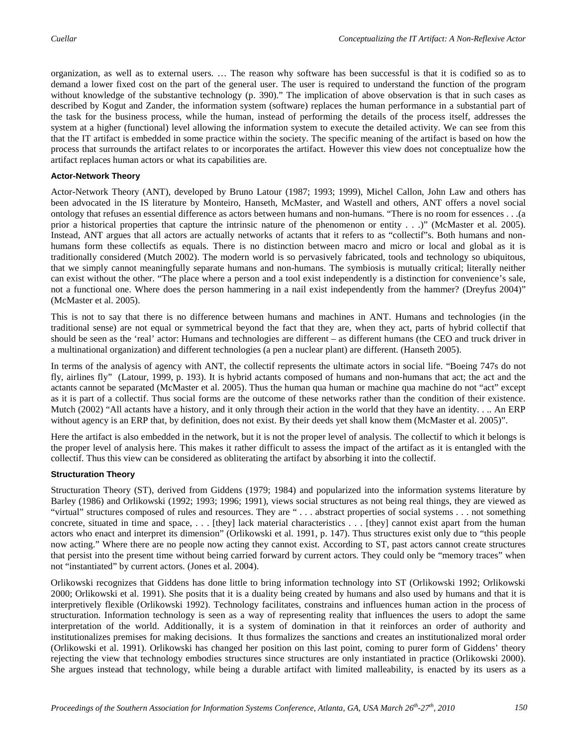organization, as well as to external users. … The reason why software has been successful is that it is codified so as to demand a lower fixed cost on the part of the general user. The user is required to understand the function of the program without knowledge of the substantive technology (p. 390)." The implication of above observation is that in such cases as described by Kogut and Zander, the information system (software) replaces the human performance in a substantial part of the task for the business process, while the human, instead of performing the details of the process itself, addresses the system at a higher (functional) level allowing the information system to execute the detailed activity. We can see from this that the IT artifact is embedded in some practice within the society. The specific meaning of the artifact is based on how the process that surrounds the artifact relates to or incorporates the artifact. However this view does not conceptualize how the artifact replaces human actors or what its capabilities are.

#### Actor-Network Theory

Actor-Network Theory (ANT), developed by Bruno Latour (1987; 1993; 1999), Michel Callon, John Law and others has been advocated in the IS literature by Monteiro, Hanseth, McMaster, and Wastell and others, ANT offers a novel social ontology that refuses an essential difference as actors between humans and non-humans. "There is no room for essences . . .(a prior a historical properties that capture the intrinsic nature of the phenomenon or entity . . .)" (McMaster et al. 2005). Instead, ANT argues that all actors are actually networks of actants that it refers to as "collectif"s. Both humans and non-humans form these collectifs as equals. There is no distinction between macro and micro or local and global as it is traditionally considered (Mutch 2002). The modern world is so pervasively fabricated, tools and technology so ubiquitous, that we simply cannot meaningfully separate humans and non-humans. The symbiosis is mutually critical; literally neither can exist without the other. "The place where a person and a tool exist independently is a distinction for convenience's sale, not a functional one. Where does the person hammering in a nail exist independently from the hammer? (Dreyfus 2004)" (McMaster et al. 2005).

This is not to say that there is no difference between humans and machines in ANT. Humans and technologies (in the traditional sense) are not equal or symmetrical beyond the fact that they are, when they act, parts of hybrid collectif that should be seen as the 'real' actor: Humans and technologies are different – as different humans (the CEO and truck driver in a multinational organization) and different technologies (a pen a nuclear plant) are different. (Hanseth 2005).

In terms of the analysis of agency with ANT, the collectif represents the ultimate actors in social life. "Boeing 747s do not fly, airlines fly" (Latour, 1999, p. 193). It is hybrid actants composed of humans and non-humans that act; the act and the actants cannot be separated (McMaster et al. 2005). Thus the human qua human or machine qua machine do not "act" except as it is part of a collectif. Thus social forms are the outcome of these networks rather than the condition of their existence. Mutch (2002) "All actants have a history, and it only through their action in the world that they have an identity. . .. An ERP without agency is an ERP that, by definition, does not exist. By their deeds yet shall know them (McMaster et al. 2005)".

Here the artifact is also embedded in the network, but it is not the proper level of analysis. The collectif to which it belongs is the proper level of analysis here. This makes it rather difficult to assess the impact of the artifact as it is entangled with the collectif. Thus this view can be considered as obliterating the artifact by absorbing it into the collectif.

#### Structuration Theory

Structuration Theory (ST), derived from Giddens (1979; 1984) and popularized into the information systems literature by Barley (1986) and Orlikowski (1992; 1993; 1996; 1991), views social structures as not being real things, they are viewed as "virtual" structures composed of rules and resources. They are " . . . abstract properties of social systems . . . not something concrete, situated in time and space, . . . [they] lack material characteristics . . . [they] cannot exist apart from the human actors who enact and interpret its dimension" (Orlikowski et al. 1991, p. 147). Thus structures exist only due to "this people now acting." Where there are no people now acting they cannot exist. According to ST, past actors cannot create structures that persist into the present time without being carried forward by current actors. They could only be "memory traces" when not "instantiated" by current actors. (Jones et al. 2004).

Orlikowski recognizes that Giddens has done little to bring information technology into ST (Orlikowski 1992; Orlikowski 2000; Orlikowski et al. 1991). She posits that it is a duality being created by humans and also used by humans and that it is interpretively flexible (Orlikowski 1992). Technology facilitates, constrains and influences human action in the process of structuration. Information technology is seen as a way of representing reality that influences the users to adopt the same interpretation of the world. Additionally, it is a system of domination in that it reinforces an order of authority and institutionalizes premises for making decisions. It thus formalizes the sanctions and creates an institutionalized moral order (Orlikowski et al. 1991). Orlikowski has changed her position on this last point, coming to purer form of Giddens' theory rejecting the view that technology embodies structures since structures are only instantiated in practice (Orlikowski 2000). She argues instead that technology, while being a durable artifact with limited malleability, is enacted by its users as a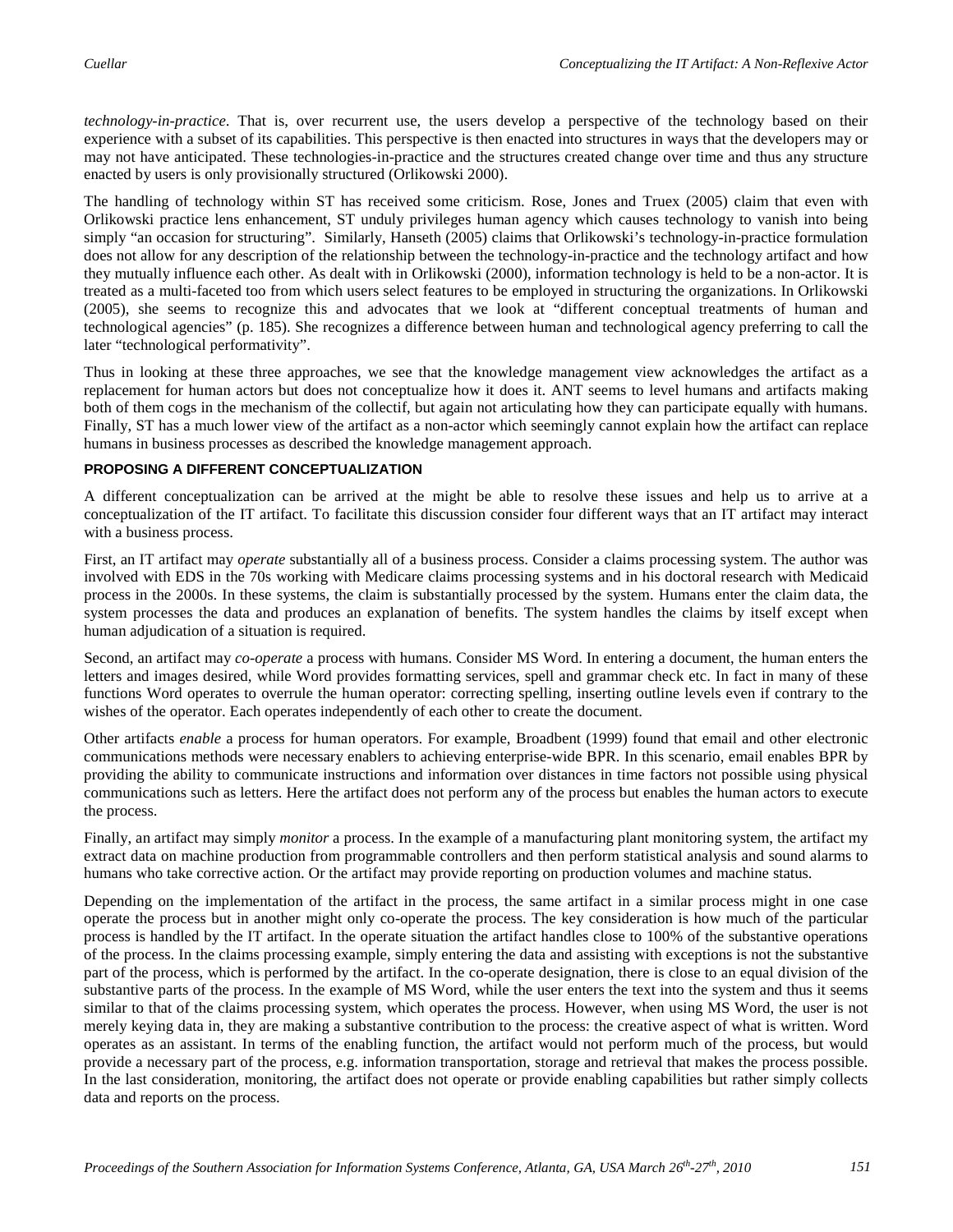*technology-in-practice*. That is, over recurrent use, the users develop a perspective of the technology based on their experience with a subset of its capabilities. This perspective is then enacted into structures in ways that the developers may or may not have anticipated. These technologies-in-practice and the structures created change over time and thus any structure enacted by users is only provisionally structured (Orlikowski 2000).

The handling of technology within ST has received some criticism. Rose, Jones and Truex (2005) claim that even with Orlikowski practice lens enhancement, ST unduly privileges human agency which causes technology to vanish into being simply "an occasion for structuring". Similarly, Hanseth (2005) claims that Orlikowski's technology-in-practice formulation does not allow for any description of the relationship between the technology-in-practice and the technology artifact and how they mutually influence each other. As dealt with in Orlikowski (2000), information technology is held to be a non-actor. It is treated as a multi-faceted too from which users select features to be employed in structuring the organizations. In Orlikowski (2005), she seems to recognize this and advocates that we look at "different conceptual treatments of human and technological agencies" (p. 185). She recognizes a difference between human and technological agency preferring to call the later "technological performativity".

Thus in looking at these three approaches, we see that the knowledge management view acknowledges the artifact as a replacement for human actors but does not conceptualize how it does it. ANT seems to level humans and artifacts making both of them cogs in the mechanism of the collectif, but again not articulating how they can participate equally with humans. Finally, ST has a much lower view of the artifact as a non-actor which seemingly cannot explain how the artifact can replace humans in business processes as described the knowledge management approach.

## PROPOSING A DIFFERENT CONCEPTUALIZATION

A different conceptualization can be arrived at the might be able to resolve these issues and help us to arrive at a conceptualization of the IT artifact. To facilitate this discussion consider four different ways that an IT artifact may interact with a business process.

First, an IT artifact may *operate* substantially all of a business process. Consider a claims processing system. The author was involved with EDS in the 70s working with Medicare claims processing systems and in his doctoral research with Medicaid process in the 2000s. In these systems, the claim is substantially processed by the system. Humans enter the claim data, the system processes the data and produces an explanation of benefits. The system handles the claims by itself except when human adjudication of a situation is required.

Second, an artifact may *co-operate* a process with humans. Consider MS Word. In entering a document, the human enters the letters and images desired, while Word provides formatting services, spell and grammar check etc. In fact in many of these functions Word operates to overrule the human operator: correcting spelling, inserting outline levels even if contrary to the wishes of the operator. Each operates independently of each other to create the document.

Other artifacts *enable* a process for human operators. For example, Broadbent (1999) found that email and other electronic communications methods were necessary enablers to achieving enterprise-wide BPR. In this scenario, email enables BPR by providing the ability to communicate instructions and information over distances in time factors not possible using physical communications such as letters. Here the artifact does not perform any of the process but enables the human actors to execute the process.

Finally, an artifact may simply *monitor* a process. In the example of a manufacturing plant monitoring system, the artifact my extract data on machine production from programmable controllers and then perform statistical analysis and sound alarms to humans who take corrective action. Or the artifact may provide reporting on production volumes and machine status.

Depending on the implementation of the artifact in the process, the same artifact in a similar process might in one case operate the process but in another might only co-operate the process. The key consideration is how much of the particular process is handled by the IT artifact. In the operate situation the artifact handles close to 100% of the substantive operations of the process. In the claims processing example, simply entering the data and assisting with exceptions is not the substantive part of the process, which is performed by the artifact. In the co-operate designation, there is close to an equal division of the substantive parts of the process. In the example of MS Word, while the user enters the text into the system and thus it seems similar to that of the claims processing system, which operates the process. However, when using MS Word, the user is not merely keying data in, they are making a substantive contribution to the process: the creative aspect of what is written. Word operates as an assistant. In terms of the enabling function, the artifact would not perform much of the process, but would provide a necessary part of the process, e.g. information transportation, storage and retrieval that makes the process possible. In the last consideration, monitoring, the artifact does not operate or provide enabling capabilities but rather simply collects data and reports on the process.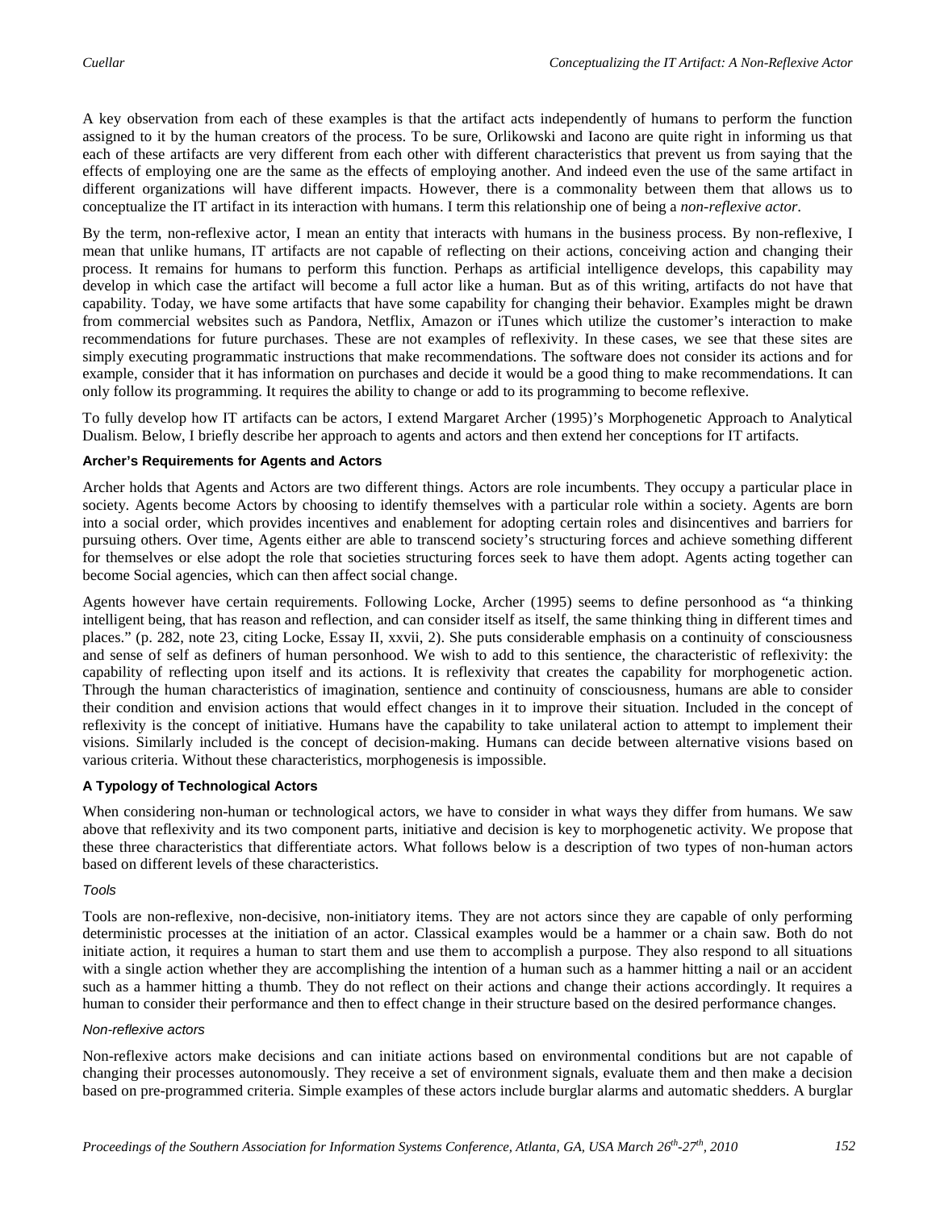A key observation from each of these examples is that the artifact acts independently of humans to perform the function assigned to it by the human creators of the process. To be sure, Orlikowski and Iacono are quite right in informing us that each of these artifacts are very different from each other with different characteristics that prevent us from saying that the effects of employing one are the same as the effects of employing another. And indeed even the use of the same artifact in different organizations will have different impacts. However, there is a commonality between them that allows us to conceptualize the IT artifact in its interaction with humans. I term this relationship one of being a *non-reflexive actor*.

By the term, non-reflexive actor, I mean an entity that interacts with humans in the business process. By non-reflexive, I mean that unlike humans, IT artifacts are not capable of reflecting on their actions, conceiving action and changing their process. It remains for humans to perform this function. Perhaps as artificial intelligence develops, this capability may develop in which case the artifact will become a full actor like a human. But as of this writing, artifacts do not have that capability. Today, we have some artifacts that have some capability for changing their behavior. Examples might be drawn from commercial websites such as Pandora, Netflix, Amazon or iTunes which utilize the customer's interaction to make recommendations for future purchases. These are not examples of reflexivity. In these cases, we see that these sites are simply executing programmatic instructions that make recommendations. The software does not consider its actions and for example, consider that it has information on purchases and decide it would be a good thing to make recommendations. It can only follow its programming. It requires the ability to change or add to its programming to become reflexive.

To fully develop how IT artifacts can be actors, I extend Margaret Archer (1995)'s Morphogenetic Approach to Analytical Dualism. Below, I briefly describe her approach to agents and actors and then extend her conceptions for IT artifacts.

### Archer's Requirements for Agents and Actors

Archer holds that Agents and Actors are two different things. Actors are role incumbents. They occupy a particular place in society. Agents become Actors by choosing to identify themselves with a particular role within a society. Agents are born into a social order, which provides incentives and enablement for adopting certain roles and disincentives and barriers for pursuing others. Over time, Agents either are able to transcend society's structuring forces and achieve something different for themselves or else adopt the role that societies structuring forces seek to have them adopt. Agents acting together can become Social agencies, which can then affect social change.

Agents however have certain requirements. Following Locke, Archer (1995) seems to define personhood as "a thinking intelligent being, that has reason and reflection, and can consider itself as itself, the same thinking thing in different times and places." (p. 282, note 23, citing Locke, Essay II, xxvii, 2). She puts considerable emphasis on a continuity of consciousness and sense of self as definers of human personhood. We wish to add to this sentience, the characteristic of reflexivity: the capability of reflecting upon itself and its actions. It is reflexivity that creates the capability for morphogenetic action. Through the human characteristics of imagination, sentience and continuity of consciousness, humans are able to consider their condition and envision actions that would effect changes in it to improve their situation. Included in the concept of reflexivity is the concept of initiative. Humans have the capability to take unilateral action to attempt to implement their visions. Similarly included is the concept of decision-making. Humans can decide between alternative visions based on various criteria. Without these characteristics, morphogenesis is impossible.

### A Typology of Technological Actors

When considering non-human or technological actors, we have to consider in what ways they differ from humans. We saw above that reflexivity and its two component parts, initiative and decision is key to morphogenetic activity. We propose that these three characteristics that differentiate actors. What follows below is a description of two types of non-human actors based on different levels of these characteristics.

#### *Tools*

Tools are non-reflexive, non-decisive, non-initiatory items. They are not actors since they are capable of only performing deterministic processes at the initiation of an actor. Classical examples would be a hammer or a chain saw. Both do not initiate action, it requires a human to start them and use them to accomplish a purpose. They also respond to all situations with a single action whether they are accomplishing the intention of a human such as a hammer hitting a nail or an accident such as a hammer hitting a thumb. They do not reflect on their actions and change their actions accordingly. It requires a human to consider their performance and then to effect change in their structure based on the desired performance changes.

#### *Non-reflexive actors*

Non-reflexive actors make decisions and can initiate actions based on environmental conditions but are not capable of changing their processes autonomously. They receive a set of environment signals, evaluate them and then make a decision based on pre-programmed criteria. Simple examples of these actors include burglar alarms and automatic shedders. A burglar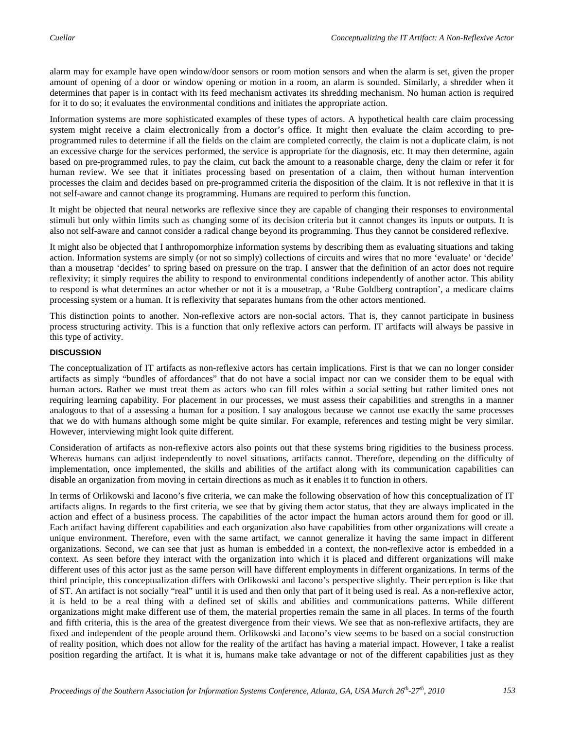alarm may for example have open window/door sensors or room motion sensors and when the alarm is set, given the proper amount of opening of a door or window opening or motion in a room, an alarm is sounded. Similarly, a shredder when it determines that paper is in contact with its feed mechanism activates its shredding mechanism. No human action is required for it to do so; it evaluates the environmental conditions and initiates the appropriate action.

Information systems are more sophisticated examples of these types of actors. A hypothetical health care claim processing system might receive a claim electronically from a doctor's office. It might then evaluate the claim according to pre-programmed rules to determine if all the fields on the claim are completed correctly, the claim is not a duplicate claim, is not an excessive charge for the services performed, the service is appropriate for the diagnosis, etc. It may then determine, again based on pre-programmed rules, to pay the claim, cut back the amount to a reasonable charge, deny the claim or refer it for human review. We see that it initiates processing based on presentation of a claim, then without human intervention processes the claim and decides based on pre-programmed criteria the disposition of the claim. It is not reflexive in that it is not self-aware and cannot change its programming. Humans are required to perform this function.

It might be objected that neural networks are reflexive since they are capable of changing their responses to environmental stimuli but only within limits such as changing some of its decision criteria but it cannot changes its inputs or outputs. It is also not self-aware and cannot consider a radical change beyond its programming. Thus they cannot be considered reflexive.

It might also be objected that I anthropomorphize information systems by describing them as evaluating situations and taking action. Information systems are simply (or not so simply) collections of circuits and wires that no more 'evaluate' or 'decide' than a mousetrap 'decides' to spring based on pressure on the trap. I answer that the definition of an actor does not require reflexivity; it simply requires the ability to respond to environmental conditions independently of another actor. This ability to respond is what determines an actor whether or not it is a mousetrap, a 'Rube Goldberg contraption', a medicare claims processing system or a human. It is reflexivity that separates humans from the other actors mentioned.

This distinction points to another. Non-reflexive actors are non-social actors. That is, they cannot participate in business process structuring activity. This is a function that only reflexive actors can perform. IT artifacts will always be passive in this type of activity.

## DISCUSSION

The conceptualization of IT artifacts as non-reflexive actors has certain implications. First is that we can no longer consider artifacts as simply "bundles of affordances" that do not have a social impact nor can we consider them to be equal with human actors. Rather we must treat them as actors who can fill roles within a social setting but rather limited ones not requiring learning capability. For placement in our processes, we must assess their capabilities and strengths in a manner analogous to that of a assessing a human for a position. I say analogous because we cannot use exactly the same processes that we do with humans although some might be quite similar. For example, references and testing might be very similar. However, interviewing might look quite different.

Consideration of artifacts as non-reflexive actors also points out that these systems bring rigidities to the business process. Whereas humans can adjust independently to novel situations, artifacts cannot. Therefore, depending on the difficulty of implementation, once implemented, the skills and abilities of the artifact along with its communication capabilities can disable an organization from moving in certain directions as much as it enables it to function in others.

In terms of Orlikowski and Iacono's five criteria, we can make the following observation of how this conceptualization of IT artifacts aligns. In regards to the first criteria, we see that by giving them actor status, that they are always implicated in the action and effect of a business process. The capabilities of the actor impact the human actors around them for good or ill. Each artifact having different capabilities and each organization also have capabilities from other organizations will create a unique environment. Therefore, even with the same artifact, we cannot generalize it having the same impact in different organizations. Second, we can see that just as human is embedded in a context, the non-reflexive actor is embedded in a context. As seen before they interact with the organization into which it is placed and different organizations will make different uses of this actor just as the same person will have different employments in different organizations. In terms of the third principle, this conceptualization differs with Orlikowski and Iacono's perspective slightly. Their perception is like that of ST. An artifact is not socially "real" until it is used and then only that part of it being used is real. As a non-reflexive actor, it is held to be a real thing with a defined set of skills and abilities and communications patterns. While different organizations might make different use of them, the material properties remain the same in all places. In terms of the fourth and fifth criteria, this is the area of the greatest divergence from their views. We see that as non-reflexive artifacts, they are fixed and independent of the people around them. Orlikowski and Iacono's view seems to be based on a social construction of reality position, which does not allow for the reality of the artifact has having a material impact. However, I take a realist position regarding the artifact. It is what it is, humans make take advantage or not of the different capabilities just as they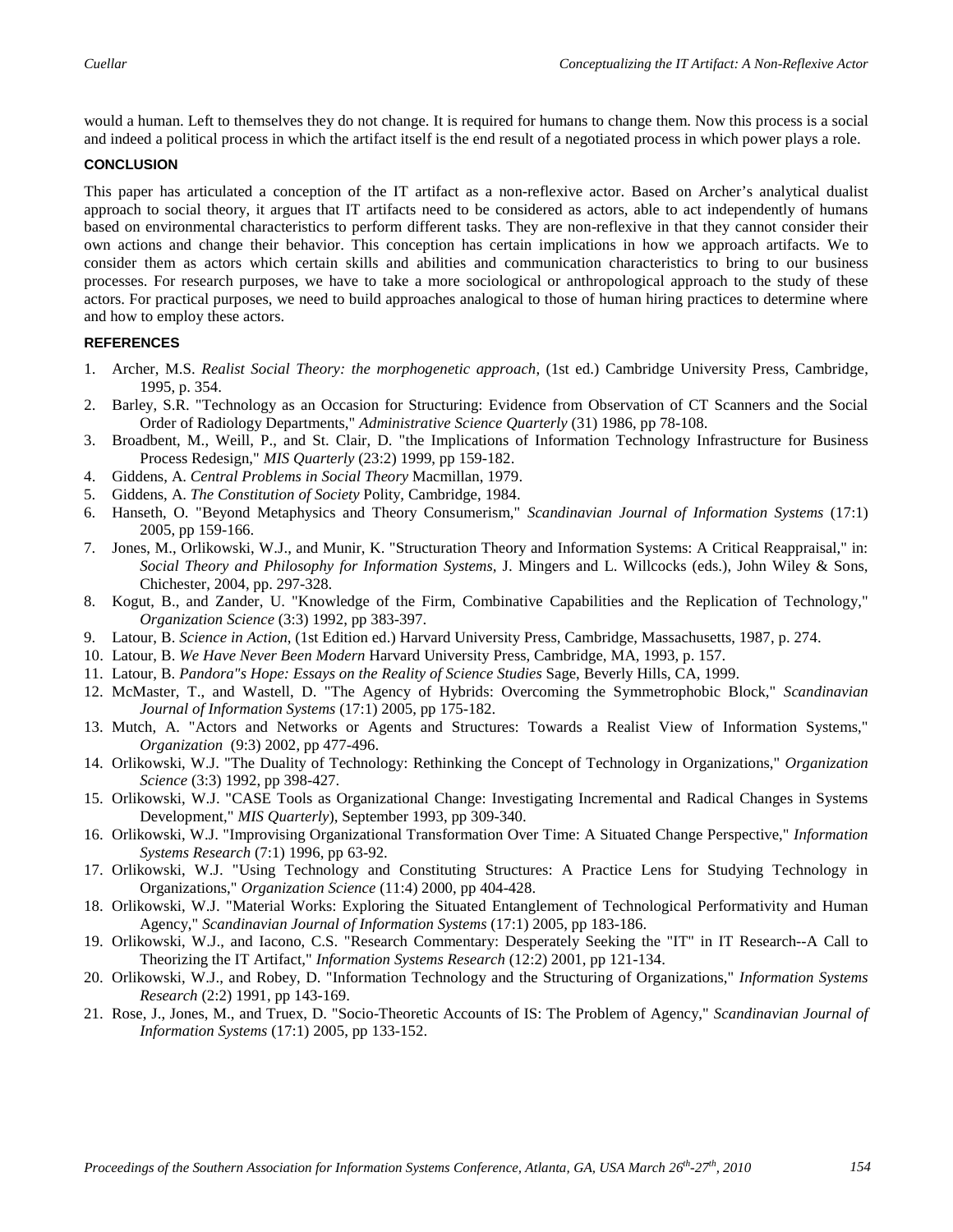would a human. Left to themselves they do not change. It is required for humans to change them. Now this process is a social and indeed a political process in which the artifact itself is the end result of a negotiated process in which power plays a role.

## CONCLUSION

This paper has articulated a conception of the IT artifact as a non-reflexive actor. Based on Archer's analytical dualist approach to social theory, it argues that IT artifacts need to be considered as actors, able to act independently of humans based on environmental characteristics to perform different tasks. They are non-reflexive in that they cannot consider their own actions and change their behavior. This conception has certain implications in how we approach artifacts. We to consider them as actors which certain skills and abilities and communication characteristics to bring to our business processes. For research purposes, we have to take a more sociological or anthropological approach to the study of these actors. For practical purposes, we need to build approaches analogical to those of human hiring practices to determine where and how to employ these actors.

## REFERENCES

1. Archer, M.S. *Realist Social Theory: the morphogenetic approach*, (1st ed.) Cambridge University Press, Cambridge, 1995, p. 354.
2. Barley, S.R. "Technology as an Occasion for Structuring: Evidence from Observation of CT Scanners and the Social Order of Radiology Departments," *Administrative Science Quarterly* (31) 1986, pp 78-108.
3. Broadbent, M., Weill, P., and St. Clair, D. "the Implications of Information Technology Infrastructure for Business Process Redesign," *MIS Quarterly* (23:2) 1999, pp 159-182.
4. Giddens, A. *Central Problems in Social Theory* Macmillan, 1979.
5. Giddens, A. *The Constitution of Society* Polity, Cambridge, 1984.
6. Hanseth, O. "Beyond Metaphysics and Theory Consumerism," *Scandinavian Journal of Information Systems* (17:1) 2005, pp 159-166.
7. Jones, M., Orlikowski, W.J., and Munir, K. "Structuration Theory and Information Systems: A Critical Reappraisal," in: *Social Theory and Philosophy for Information Systems*, J. Mingers and L. Willcocks (eds.), John Wiley & Sons, Chichester, 2004, pp. 297-328.
8. Kogut, B., and Zander, U. "Knowledge of the Firm, Combinative Capabilities and the Replication of Technology," *Organization Science* (3:3) 1992, pp 383-397.
9. Latour, B. *Science in Action*, (1st Edition ed.) Harvard University Press, Cambridge, Massachusetts, 1987, p. 274.
10. Latour, B. *We Have Never Been Modern* Harvard University Press, Cambridge, MA, 1993, p. 157.
11. Latour, B. *Pandora"s Hope: Essays on the Reality of Science Studies* Sage, Beverly Hills, CA, 1999.
12. McMaster, T., and Wastell, D. "The Agency of Hybrids: Overcoming the Symmetrophobic Block," *Scandinavian Journal of Information Systems* (17:1) 2005, pp 175-182.
13. Mutch, A. "Actors and Networks or Agents and Structures: Towards a Realist View of Information Systems," *Organization* (9:3) 2002, pp 477-496.
14. Orlikowski, W.J. "The Duality of Technology: Rethinking the Concept of Technology in Organizations," *Organization Science* (3:3) 1992, pp 398-427.
15. Orlikowski, W.J. "CASE Tools as Organizational Change: Investigating Incremental and Radical Changes in Systems Development," *MIS Quarterly*), September 1993, pp 309-340.
16. Orlikowski, W.J. "Improvising Organizational Transformation Over Time: A Situated Change Perspective," *Information Systems Research* (7:1) 1996, pp 63-92.
17. Orlikowski, W.J. "Using Technology and Constituting Structures: A Practice Lens for Studying Technology in Organizations," *Organization Science* (11:4) 2000, pp 404-428.
18. Orlikowski, W.J. "Material Works: Exploring the Situated Entanglement of Technological Performativity and Human Agency," *Scandinavian Journal of Information Systems* (17:1) 2005, pp 183-186.
19. Orlikowski, W.J., and Iacono, C.S. "Research Commentary: Desperately Seeking the "IT" in IT Research--A Call to Theorizing the IT Artifact," *Information Systems Research* (12:2) 2001, pp 121-134.
20. Orlikowski, W.J., and Robey, D. "Information Technology and the Structuring of Organizations," *Information Systems Research* (2:2) 1991, pp 143-169.
21. Rose, J., Jones, M., and Truex, D. "Socio-Theoretic Accounts of IS: The Problem of Agency," *Scandinavian Journal of Information Systems* (17:1) 2005, pp 133-152.